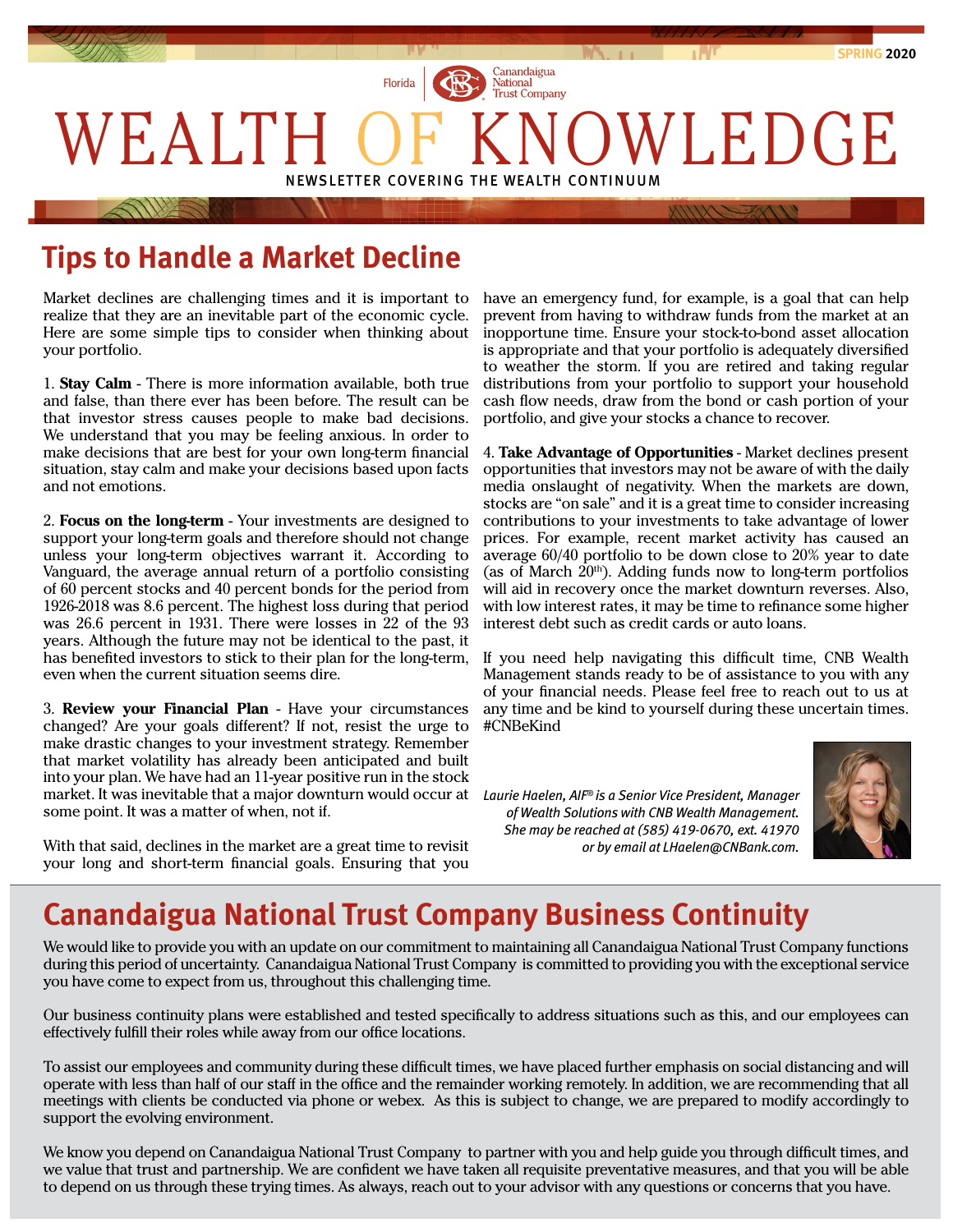SPRING 2020

Florida | Canandaigua National Trust Company

# WEALTH OF KNOWLEDGE

NEWSLETTER COVERING THE WEALTH CONTINUUM

## Tips to Handle a Market Decline

Market declines are challenging times and it is important to realize that they are an inevitable part of the economic cycle. Here are some simple tips to consider when thinking about your portfolio.

1. **Stay Calm** - There is more information available, both true and false, than there ever has been before. The result can be that investor stress causes people to make bad decisions. We understand that you may be feeling anxious. In order to make decisions that are best for your own long-term financial situation, stay calm and make your decisions based upon facts and not emotions.

2. **Focus on the long-term** - Your investments are designed to support your long-term goals and therefore should not change unless your long-term objectives warrant it. According to Vanguard, the average annual return of a portfolio consisting of 60 percent stocks and 40 percent bonds for the period from 1926-2018 was 8.6 percent. The highest loss during that period was 26.6 percent in 1931. There were losses in 22 of the 93 years. Although the future may not be identical to the past, it has benefited investors to stick to their plan for the long-term, even when the current situation seems dire.

3. **Review your Financial Plan** - Have your circumstances changed? Are your goals different? If not, resist the urge to make drastic changes to your investment strategy. Remember that market volatility has already been anticipated and built into your plan. We have had an 11-year positive run in the stock market. It was inevitable that a major downturn would occur at some point. It was a matter of when, not if.

With that said, declines in the market are a great time to revisit your long and short-term financial goals. Ensuring that you have an emergency fund, for example, is a goal that can help prevent from having to withdraw funds from the market at an inopportune time. Ensure your stock-to-bond asset allocation is appropriate and that your portfolio is adequately diversified to weather the storm. If you are retired and taking regular distributions from your portfolio to support your household cash flow needs, draw from the bond or cash portion of your portfolio, and give your stocks a chance to recover.

4. **Take Advantage of Opportunities** - Market declines present opportunities that investors may not be aware of with the daily media onslaught of negativity. When the markets are down, stocks are "on sale" and it is a great time to consider increasing contributions to your investments to take advantage of lower prices. For example, recent market activity has caused an average 60/40 portfolio to be down close to 20% year to date (as of March 20th). Adding funds now to long-term portfolios will aid in recovery once the market downturn reverses. Also, with low interest rates, it may be time to refinance some higher interest debt such as credit cards or auto loans.

If you need help navigating this difficult time, CNB Wealth Management stands ready to be of assistance to you with any of your financial needs. Please feel free to reach out to us at any time and be kind to yourself during these uncertain times. #CNBeKind

*Laurie Haelen, AIF® is a Senior Vice President, Manager of Wealth Solutions with CNB Wealth Management. She may be reached at (585) 419-0670, ext. 41970 or by email at LHaelen@CNBank.com.*

## Canandaigua National Trust Company Business Continuity

We would like to provide you with an update on our commitment to maintaining all Canandaigua National Trust Company functions during this period of uncertainty. Canandaigua National Trust Company is committed to providing you with the exceptional service you have come to expect from us, throughout this challenging time.

Our business continuity plans were established and tested specifically to address situations such as this, and our employees can effectively fulfill their roles while away from our office locations.

To assist our employees and community during these difficult times, we have placed further emphasis on social distancing and will operate with less than half of our staff in the office and the remainder working remotely. In addition, we are recommending that all meetings with clients be conducted via phone or webex. As this is subject to change, we are prepared to modify accordingly to support the evolving environment.

We know you depend on Canandaigua National Trust Company to partner with you and help guide you through difficult times, and we value that trust and partnership. We are confident we have taken all requisite preventative measures, and that you will be able to depend on us through these trying times. As always, reach out to your advisor with any questions or concerns that you have.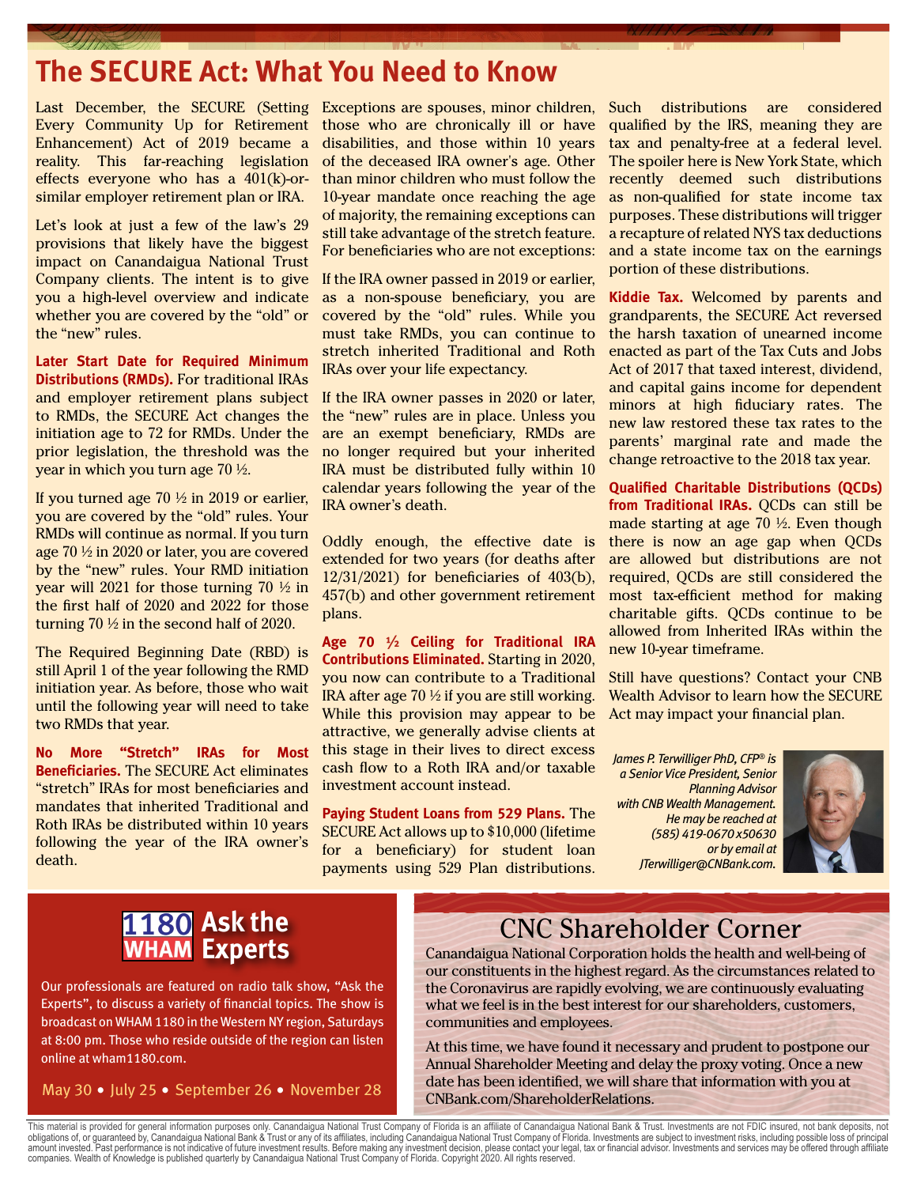# The SECURE Act: What You Need to Know

Last December, the SECURE (Setting Every Community Up for Retirement Enhancement) Act of 2019 became a reality. This far-reaching legislation effects everyone who has a 401(k)-or-similar employer retirement plan or IRA.

Let's look at just a few of the law's 29 provisions that likely have the biggest impact on Canandaigua National Trust Company clients. The intent is to give you a high-level overview and indicate whether you are covered by the "old" or the "new" rules.

**Later Start Date for Required Minimum Distributions (RMDs).** For traditional IRAs and employer retirement plans subject to RMDs, the SECURE Act changes the initiation age to 72 for RMDs. Under the prior legislation, the threshold was the year in which you turn age 70 ½.

If you turned age 70 ½ in 2019 or earlier, you are covered by the "old" rules. Your RMDs will continue as normal. If you turn age 70 ½ in 2020 or later, you are covered by the "new" rules. Your RMD initiation year will 2021 for those turning 70 ½ in the first half of 2020 and 2022 for those turning 70 ½ in the second half of 2020.

The Required Beginning Date (RBD) is still April 1 of the year following the RMD initiation year. As before, those who wait until the following year will need to take two RMDs that year.

**No More "Stretch" IRAs for Most Beneficiaries.** The SECURE Act eliminates "stretch" IRAs for most beneficiaries and mandates that inherited Traditional and Roth IRAs be distributed within 10 years following the year of the IRA owner's death. Exceptions are spouses, minor children, those who are chronically ill or have disabilities, and those within 10 years of the deceased IRA owner's age. Other than minor children who must follow the 10-year mandate once reaching the age of majority, the remaining exceptions can still take advantage of the stretch feature. For beneficiaries who are not exceptions:

If the IRA owner passed in 2019 or earlier, as a non-spouse beneficiary, you are covered by the "old" rules. While you must take RMDs, you can continue to stretch inherited Traditional and Roth IRAs over your life expectancy.

If the IRA owner passes in 2020 or later, the "new" rules are in place. Unless you are an exempt beneficiary, RMDs are no longer required but your inherited IRA must be distributed fully within 10 calendar years following the year of the IRA owner's death.

Oddly enough, the effective date is extended for two years (for deaths after 12/31/2021) for beneficiaries of 403(b), 457(b) and other government retirement plans.

**Age 70 ½ Ceiling for Traditional IRA Contributions Eliminated.** Starting in 2020, you now can contribute to a Traditional IRA after age 70 ½ if you are still working. While this provision may appear to be attractive, we generally advise clients at this stage in their lives to direct excess cash flow to a Roth IRA and/or taxable investment account instead.

**Paying Student Loans from 529 Plans.** The SECURE Act allows up to $10,000 (lifetime for a beneficiary) for student loan payments using 529 Plan distributions. Such distributions are considered qualified by the IRS, meaning they are tax and penalty-free at a federal level. The spoiler here is New York State, which recently deemed such distributions as non-qualified for state income tax purposes. These distributions will trigger a recapture of related NYS tax deductions and a state income tax on the earnings portion of these distributions.

**Kiddie Tax.** Welcomed by parents and grandparents, the SECURE Act reversed the harsh taxation of unearned income enacted as part of the Tax Cuts and Jobs Act of 2017 that taxed interest, dividend, and capital gains income for dependent minors at high fiduciary rates. The new law restored these tax rates to the parents' marginal rate and made the change retroactive to the 2018 tax year.

**Qualified Charitable Distributions (QCDs) from Traditional IRAs.** QCDs can still be made starting at age 70 ½. Even though there is now an age gap when QCDs are allowed but distributions are not required, QCDs are still considered the most tax-efficient method for making charitable gifts. QCDs continue to be allowed from Inherited IRAs within the new 10-year timeframe.

Still have questions? Contact your CNB Wealth Advisor to learn how the SECURE Act may impact your financial plan.

*James P. Terwilliger PhD, CFP® is a Senior Vice President, Senior Planning Advisor with CNB Wealth Management. He may be reached at (585) 419-0670 x50630 or by email at JTerwilliger@CNBank.com.*

## 1180 WHAM Ask the Experts

Our professionals are featured on radio talk show, "Ask the Experts", to discuss a variety of financial topics. The show is broadcast on WHAM 1180 in the Western NY region, Saturdays at 8:00 pm. Those who reside outside of the region can listen online at wham1180.com.

May 30 • July 25 • September 26 • November 28

## CNC Shareholder Corner

Canandaigua National Corporation holds the health and well-being of our constituents in the highest regard. As the circumstances related to the Coronavirus are rapidly evolving, we are continuously evaluating what we feel is in the best interest for our shareholders, customers, communities and employees.

At this time, we have found it necessary and prudent to postpone our Annual Shareholder Meeting and delay the proxy voting. Once a new date has been identified, we will share that information with you at CNBank.com/ShareholderRelations.

This material is provided for general information purposes only. Canandaigua National Trust Company of Florida is an affiliate of Canandaigua National Bank & Trust. Investments are not FDIC insured, not bank deposits, not obligations of, or guaranteed by, Canandaigua National Bank & Trust or any of its affiliates, including Canandaigua National Trust Company of Florida. Investments are subject to investment risks, including possible loss of principal amount invested. Past performance is not indicative of future investment results. Before making any investment decision, please contact your legal, tax or financial advisor. Investments and services may be offered through affiliate companies. Wealth of Knowledge is published quarterly by Canandaigua National Trust Company of Florida. Copyright 2020. All rights reserved.